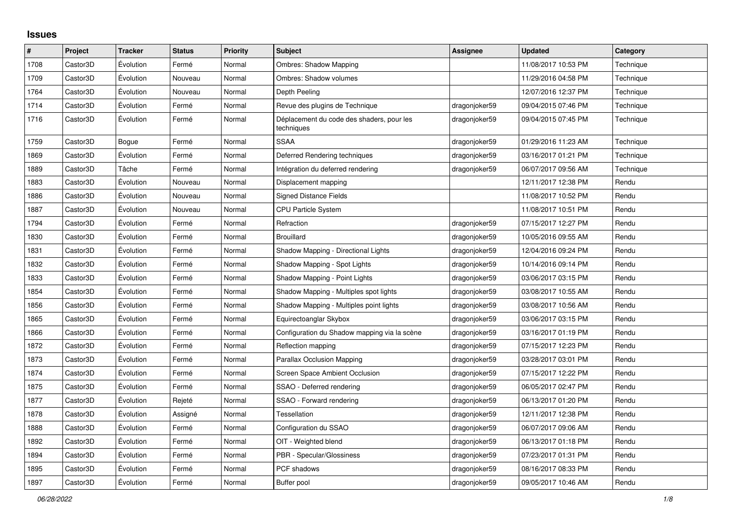## Issues

| # | Project | Tracker | Status | Priority | Subject | Assignee | Updated | Category |
|---|---|---|---|---|---|---|---|---|
| 1708 | Castor3D | Évolution | Fermé | Normal | Ombres: Shadow Mapping | | 11/08/2017 10:53 PM | Technique |
| 1709 | Castor3D | Évolution | Nouveau | Normal | Ombres: Shadow volumes | | 11/29/2016 04:58 PM | Technique |
| 1764 | Castor3D | Évolution | Nouveau | Normal | Depth Peeling | | 12/07/2016 12:37 PM | Technique |
| 1714 | Castor3D | Évolution | Fermé | Normal | Revue des plugins de Technique | dragonjoker59 | 09/04/2015 07:46 PM | Technique |
| 1716 | Castor3D | Évolution | Fermé | Normal | Déplacement du code des shaders, pour les techniques | dragonjoker59 | 09/04/2015 07:45 PM | Technique |
| 1759 | Castor3D | Bogue | Fermé | Normal | SSAA | dragonjoker59 | 01/29/2016 11:23 AM | Technique |
| 1869 | Castor3D | Évolution | Fermé | Normal | Deferred Rendering techniques | dragonjoker59 | 03/16/2017 01:21 PM | Technique |
| 1889 | Castor3D | Tâche | Fermé | Normal | Intégration du deferred rendering | dragonjoker59 | 06/07/2017 09:56 AM | Technique |
| 1883 | Castor3D | Évolution | Nouveau | Normal | Displacement mapping | | 12/11/2017 12:38 PM | Rendu |
| 1886 | Castor3D | Évolution | Nouveau | Normal | Signed Distance Fields | | 11/08/2017 10:52 PM | Rendu |
| 1887 | Castor3D | Évolution | Nouveau | Normal | CPU Particle System | | 11/08/2017 10:51 PM | Rendu |
| 1794 | Castor3D | Évolution | Fermé | Normal | Refraction | dragonjoker59 | 07/15/2017 12:27 PM | Rendu |
| 1830 | Castor3D | Évolution | Fermé | Normal | Brouillard | dragonjoker59 | 10/05/2016 09:55 AM | Rendu |
| 1831 | Castor3D | Évolution | Fermé | Normal | Shadow Mapping - Directional Lights | dragonjoker59 | 12/04/2016 09:24 PM | Rendu |
| 1832 | Castor3D | Évolution | Fermé | Normal | Shadow Mapping - Spot Lights | dragonjoker59 | 10/14/2016 09:14 PM | Rendu |
| 1833 | Castor3D | Évolution | Fermé | Normal | Shadow Mapping - Point Lights | dragonjoker59 | 03/06/2017 03:15 PM | Rendu |
| 1854 | Castor3D | Évolution | Fermé | Normal | Shadow Mapping - Multiples spot lights | dragonjoker59 | 03/08/2017 10:55 AM | Rendu |
| 1856 | Castor3D | Évolution | Fermé | Normal | Shadow Mapping - Multiples point lights | dragonjoker59 | 03/08/2017 10:56 AM | Rendu |
| 1865 | Castor3D | Évolution | Fermé | Normal | Equirectoanglar Skybox | dragonjoker59 | 03/06/2017 03:15 PM | Rendu |
| 1866 | Castor3D | Évolution | Fermé | Normal | Configuration du Shadow mapping via la scène | dragonjoker59 | 03/16/2017 01:19 PM | Rendu |
| 1872 | Castor3D | Évolution | Fermé | Normal | Reflection mapping | dragonjoker59 | 07/15/2017 12:23 PM | Rendu |
| 1873 | Castor3D | Évolution | Fermé | Normal | Parallax Occlusion Mapping | dragonjoker59 | 03/28/2017 03:01 PM | Rendu |
| 1874 | Castor3D | Évolution | Fermé | Normal | Screen Space Ambient Occlusion | dragonjoker59 | 07/15/2017 12:22 PM | Rendu |
| 1875 | Castor3D | Évolution | Fermé | Normal | SSAO - Deferred rendering | dragonjoker59 | 06/05/2017 02:47 PM | Rendu |
| 1877 | Castor3D | Évolution | Rejeté | Normal | SSAO - Forward rendering | dragonjoker59 | 06/13/2017 01:20 PM | Rendu |
| 1878 | Castor3D | Évolution | Assigné | Normal | Tessellation | dragonjoker59 | 12/11/2017 12:38 PM | Rendu |
| 1888 | Castor3D | Évolution | Fermé | Normal | Configuration du SSAO | dragonjoker59 | 06/07/2017 09:06 AM | Rendu |
| 1892 | Castor3D | Évolution | Fermé | Normal | OIT - Weighted blend | dragonjoker59 | 06/13/2017 01:18 PM | Rendu |
| 1894 | Castor3D | Évolution | Fermé | Normal | PBR - Specular/Glossiness | dragonjoker59 | 07/23/2017 01:31 PM | Rendu |
| 1895 | Castor3D | Évolution | Fermé | Normal | PCF shadows | dragonjoker59 | 08/16/2017 08:33 PM | Rendu |
| 1897 | Castor3D | Évolution | Fermé | Normal | Buffer pool | dragonjoker59 | 09/05/2017 10:46 AM | Rendu |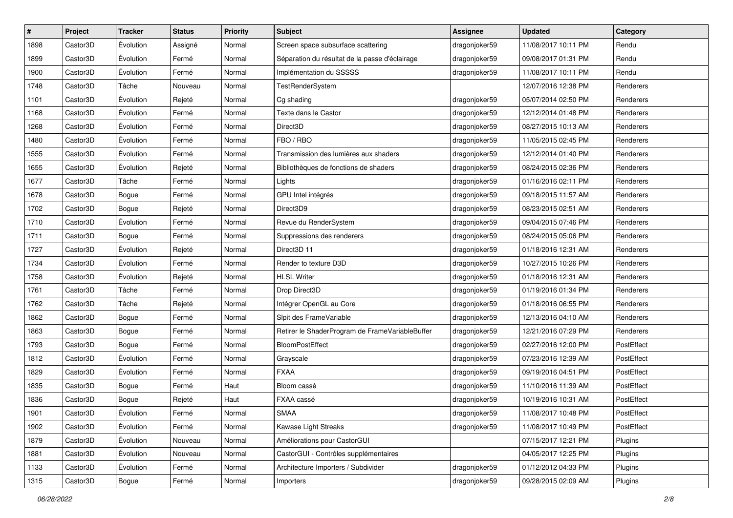| # | Project | Tracker | Status | Priority | Subject | Assignee | Updated | Category |
|---|---|---|---|---|---|---|---|---|
| 1898 | Castor3D | Évolution | Assigné | Normal | Screen space subsurface scattering | dragonjoker59 | 11/08/2017 10:11 PM | Rendu |
| 1899 | Castor3D | Évolution | Fermé | Normal | Séparation du résultat de la passe d'éclairage | dragonjoker59 | 09/08/2017 01:31 PM | Rendu |
| 1900 | Castor3D | Évolution | Fermé | Normal | Implémentation du SSSSS | dragonjoker59 | 11/08/2017 10:11 PM | Rendu |
| 1748 | Castor3D | Tâche | Nouveau | Normal | TestRenderSystem | | 12/07/2016 12:38 PM | Renderers |
| 1101 | Castor3D | Évolution | Rejeté | Normal | Cg shading | dragonjoker59 | 05/07/2014 02:50 PM | Renderers |
| 1168 | Castor3D | Évolution | Fermé | Normal | Texte dans le Castor | dragonjoker59 | 12/12/2014 01:48 PM | Renderers |
| 1268 | Castor3D | Évolution | Fermé | Normal | Direct3D | dragonjoker59 | 08/27/2015 10:13 AM | Renderers |
| 1480 | Castor3D | Évolution | Fermé | Normal | FBO / RBO | dragonjoker59 | 11/05/2015 02:45 PM | Renderers |
| 1555 | Castor3D | Évolution | Fermé | Normal | Transmission des lumières aux shaders | dragonjoker59 | 12/12/2014 01:40 PM | Renderers |
| 1655 | Castor3D | Évolution | Rejeté | Normal | Bibliothèques de fonctions de shaders | dragonjoker59 | 08/24/2015 02:36 PM | Renderers |
| 1677 | Castor3D | Tâche | Fermé | Normal | Lights | dragonjoker59 | 01/16/2016 02:11 PM | Renderers |
| 1678 | Castor3D | Bogue | Fermé | Normal | GPU Intel intégrés | dragonjoker59 | 09/18/2015 11:57 AM | Renderers |
| 1702 | Castor3D | Bogue | Rejeté | Normal | Direct3D9 | dragonjoker59 | 08/23/2015 02:51 AM | Renderers |
| 1710 | Castor3D | Évolution | Fermé | Normal | Revue du RenderSystem | dragonjoker59 | 09/04/2015 07:46 PM | Renderers |
| 1711 | Castor3D | Bogue | Fermé | Normal | Suppressions des renderers | dragonjoker59 | 08/24/2015 05:06 PM | Renderers |
| 1727 | Castor3D | Évolution | Rejeté | Normal | Direct3D 11 | dragonjoker59 | 01/18/2016 12:31 AM | Renderers |
| 1734 | Castor3D | Évolution | Fermé | Normal | Render to texture D3D | dragonjoker59 | 10/27/2015 10:26 PM | Renderers |
| 1758 | Castor3D | Évolution | Rejeté | Normal | HLSL Writer | dragonjoker59 | 01/18/2016 12:31 AM | Renderers |
| 1761 | Castor3D | Tâche | Fermé | Normal | Drop Direct3D | dragonjoker59 | 01/19/2016 01:34 PM | Renderers |
| 1762 | Castor3D | Tâche | Rejeté | Normal | Intégrer OpenGL au Core | dragonjoker59 | 01/18/2016 06:55 PM | Renderers |
| 1862 | Castor3D | Bogue | Fermé | Normal | Slpit des FrameVariable | dragonjoker59 | 12/13/2016 04:10 AM | Renderers |
| 1863 | Castor3D | Bogue | Fermé | Normal | Retirer le ShaderProgram de FrameVariableBuffer | dragonjoker59 | 12/21/2016 07:29 PM | Renderers |
| 1793 | Castor3D | Bogue | Fermé | Normal | BloomPostEffect | dragonjoker59 | 02/27/2016 12:00 PM | PostEffect |
| 1812 | Castor3D | Évolution | Fermé | Normal | Grayscale | dragonjoker59 | 07/23/2016 12:39 AM | PostEffect |
| 1829 | Castor3D | Évolution | Fermé | Normal | FXAA | dragonjoker59 | 09/19/2016 04:51 PM | PostEffect |
| 1835 | Castor3D | Bogue | Fermé | Haut | Bloom cassé | dragonjoker59 | 11/10/2016 11:39 AM | PostEffect |
| 1836 | Castor3D | Bogue | Rejeté | Haut | FXAA cassé | dragonjoker59 | 10/19/2016 10:31 AM | PostEffect |
| 1901 | Castor3D | Évolution | Fermé | Normal | SMAA | dragonjoker59 | 11/08/2017 10:48 PM | PostEffect |
| 1902 | Castor3D | Évolution | Fermé | Normal | Kawase Light Streaks | dragonjoker59 | 11/08/2017 10:49 PM | PostEffect |
| 1879 | Castor3D | Évolution | Nouveau | Normal | Améliorations pour CastorGUI | | 07/15/2017 12:21 PM | Plugins |
| 1881 | Castor3D | Évolution | Nouveau | Normal | CastorGUI - Contrôles supplémentaires | | 04/05/2017 12:25 PM | Plugins |
| 1133 | Castor3D | Évolution | Fermé | Normal | Architecture Importers / Subdivider | dragonjoker59 | 01/12/2012 04:33 PM | Plugins |
| 1315 | Castor3D | Bogue | Fermé | Normal | Importers | dragonjoker59 | 09/28/2015 02:09 AM | Plugins |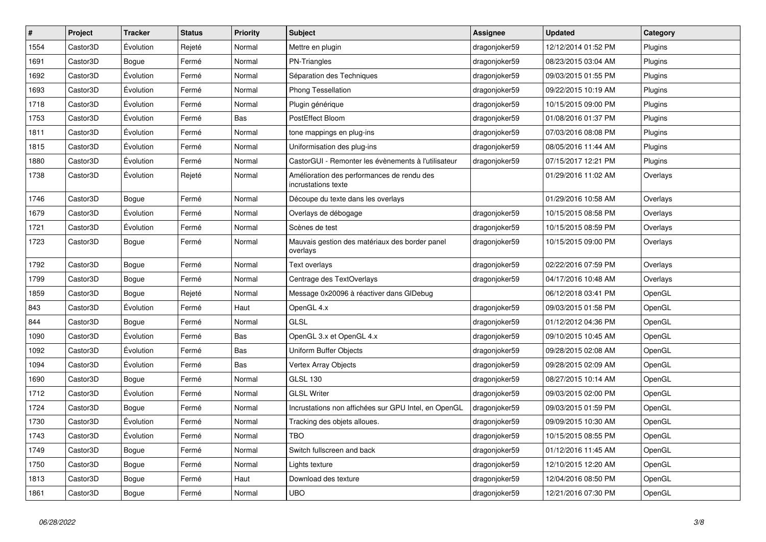| # | Project | Tracker | Status | Priority | Subject | Assignee | Updated | Category |
|---|---|---|---|---|---|---|---|---|
| 1554 | Castor3D | Évolution | Rejeté | Normal | Mettre en plugin | dragonjoker59 | 12/12/2014 01:52 PM | Plugins |
| 1691 | Castor3D | Bogue | Fermé | Normal | PN-Triangles | dragonjoker59 | 08/23/2015 03:04 AM | Plugins |
| 1692 | Castor3D | Évolution | Fermé | Normal | Séparation des Techniques | dragonjoker59 | 09/03/2015 01:55 PM | Plugins |
| 1693 | Castor3D | Évolution | Fermé | Normal | Phong Tessellation | dragonjoker59 | 09/22/2015 10:19 AM | Plugins |
| 1718 | Castor3D | Évolution | Fermé | Normal | Plugin générique | dragonjoker59 | 10/15/2015 09:00 PM | Plugins |
| 1753 | Castor3D | Évolution | Fermé | Bas | PostEffect Bloom | dragonjoker59 | 01/08/2016 01:37 PM | Plugins |
| 1811 | Castor3D | Évolution | Fermé | Normal | tone mappings en plug-ins | dragonjoker59 | 07/03/2016 08:08 PM | Plugins |
| 1815 | Castor3D | Évolution | Fermé | Normal | Uniformisation des plug-ins | dragonjoker59 | 08/05/2016 11:44 AM | Plugins |
| 1880 | Castor3D | Évolution | Fermé | Normal | CastorGUI - Remonter les évènements à l'utilisateur | dragonjoker59 | 07/15/2017 12:21 PM | Plugins |
| 1738 | Castor3D | Évolution | Rejeté | Normal | Amélioration des performances de rendu des incrustations texte | | 01/29/2016 11:02 AM | Overlays |
| 1746 | Castor3D | Bogue | Fermé | Normal | Découpe du texte dans les overlays | | 01/29/2016 10:58 AM | Overlays |
| 1679 | Castor3D | Évolution | Fermé | Normal | Overlays de débogage | dragonjoker59 | 10/15/2015 08:58 PM | Overlays |
| 1721 | Castor3D | Évolution | Fermé | Normal | Scènes de test | dragonjoker59 | 10/15/2015 08:59 PM | Overlays |
| 1723 | Castor3D | Bogue | Fermé | Normal | Mauvais gestion des matériaux des border panel overlays | dragonjoker59 | 10/15/2015 09:00 PM | Overlays |
| 1792 | Castor3D | Bogue | Fermé | Normal | Text overlays | dragonjoker59 | 02/22/2016 07:59 PM | Overlays |
| 1799 | Castor3D | Bogue | Fermé | Normal | Centrage des TextOverlays | dragonjoker59 | 04/17/2016 10:48 AM | Overlays |
| 1859 | Castor3D | Bogue | Rejeté | Normal | Message 0x20096 à réactiver dans GlDebug | | 06/12/2018 03:41 PM | OpenGL |
| 843 | Castor3D | Évolution | Fermé | Haut | OpenGL 4.x | dragonjoker59 | 09/03/2015 01:58 PM | OpenGL |
| 844 | Castor3D | Bogue | Fermé | Normal | GLSL | dragonjoker59 | 01/12/2012 04:36 PM | OpenGL |
| 1090 | Castor3D | Évolution | Fermé | Bas | OpenGL 3.x et OpenGL 4.x | dragonjoker59 | 09/10/2015 10:45 AM | OpenGL |
| 1092 | Castor3D | Évolution | Fermé | Bas | Uniform Buffer Objects | dragonjoker59 | 09/28/2015 02:08 AM | OpenGL |
| 1094 | Castor3D | Évolution | Fermé | Bas | Vertex Array Objects | dragonjoker59 | 09/28/2015 02:09 AM | OpenGL |
| 1690 | Castor3D | Bogue | Fermé | Normal | GLSL 130 | dragonjoker59 | 08/27/2015 10:14 AM | OpenGL |
| 1712 | Castor3D | Évolution | Fermé | Normal | GLSL Writer | dragonjoker59 | 09/03/2015 02:00 PM | OpenGL |
| 1724 | Castor3D | Bogue | Fermé | Normal | Incrustations non affichées sur GPU Intel, en OpenGL | dragonjoker59 | 09/03/2015 01:59 PM | OpenGL |
| 1730 | Castor3D | Évolution | Fermé | Normal | Tracking des objets alloues. | dragonjoker59 | 09/09/2015 10:30 AM | OpenGL |
| 1743 | Castor3D | Évolution | Fermé | Normal | TBO | dragonjoker59 | 10/15/2015 08:55 PM | OpenGL |
| 1749 | Castor3D | Bogue | Fermé | Normal | Switch fullscreen and back | dragonjoker59 | 01/12/2016 11:45 AM | OpenGL |
| 1750 | Castor3D | Bogue | Fermé | Normal | Lights texture | dragonjoker59 | 12/10/2015 12:20 AM | OpenGL |
| 1813 | Castor3D | Bogue | Fermé | Haut | Download des texture | dragonjoker59 | 12/04/2016 08:50 PM | OpenGL |
| 1861 | Castor3D | Bogue | Fermé | Normal | UBO | dragonjoker59 | 12/21/2016 07:30 PM | OpenGL |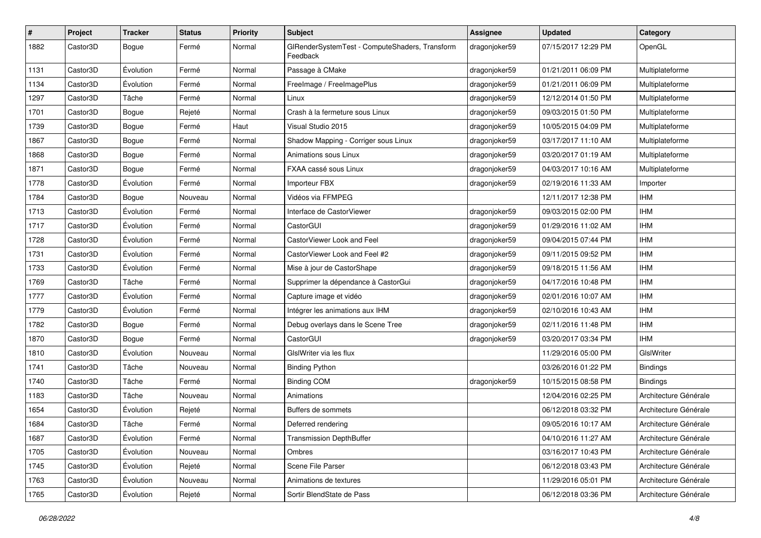| # | Project | Tracker | Status | Priority | Subject | Assignee | Updated | Category |
|---|---|---|---|---|---|---|---|---|
| 1882 | Castor3D | Bogue | Fermé | Normal | GlRenderSystemTest - ComputeShaders, Transform Feedback | dragonjoker59 | 07/15/2017 12:29 PM | OpenGL |
| 1131 | Castor3D | Évolution | Fermé | Normal | Passage à CMake | dragonjoker59 | 01/21/2011 06:09 PM | Multiplateforme |
| 1134 | Castor3D | Évolution | Fermé | Normal | FreeImage / FreeImagePlus | dragonjoker59 | 01/21/2011 06:09 PM | Multiplateforme |
| 1297 | Castor3D | Tâche | Fermé | Normal | Linux | dragonjoker59 | 12/12/2014 01:50 PM | Multiplateforme |
| 1701 | Castor3D | Bogue | Rejeté | Normal | Crash à la fermeture sous Linux | dragonjoker59 | 09/03/2015 01:50 PM | Multiplateforme |
| 1739 | Castor3D | Bogue | Fermé | Haut | Visual Studio 2015 | dragonjoker59 | 10/05/2015 04:09 PM | Multiplateforme |
| 1867 | Castor3D | Bogue | Fermé | Normal | Shadow Mapping - Corriger sous Linux | dragonjoker59 | 03/17/2017 11:10 AM | Multiplateforme |
| 1868 | Castor3D | Bogue | Fermé | Normal | Animations sous Linux | dragonjoker59 | 03/20/2017 01:19 AM | Multiplateforme |
| 1871 | Castor3D | Bogue | Fermé | Normal | FXAA cassé sous Linux | dragonjoker59 | 04/03/2017 10:16 AM | Multiplateforme |
| 1778 | Castor3D | Évolution | Fermé | Normal | Importeur FBX | dragonjoker59 | 02/19/2016 11:33 AM | Importer |
| 1784 | Castor3D | Bogue | Nouveau | Normal | Vidéos via FFMPEG | | 12/11/2017 12:38 PM | IHM |
| 1713 | Castor3D | Évolution | Fermé | Normal | Interface de CastorViewer | dragonjoker59 | 09/03/2015 02:00 PM | IHM |
| 1717 | Castor3D | Évolution | Fermé | Normal | CastorGUI | dragonjoker59 | 01/29/2016 11:02 AM | IHM |
| 1728 | Castor3D | Évolution | Fermé | Normal | CastorViewer Look and Feel | dragonjoker59 | 09/04/2015 07:44 PM | IHM |
| 1731 | Castor3D | Évolution | Fermé | Normal | CastorViewer Look and Feel #2 | dragonjoker59 | 09/11/2015 09:52 PM | IHM |
| 1733 | Castor3D | Évolution | Fermé | Normal | Mise à jour de CastorShape | dragonjoker59 | 09/18/2015 11:56 AM | IHM |
| 1769 | Castor3D | Tâche | Fermé | Normal | Supprimer la dépendance à CastorGui | dragonjoker59 | 04/17/2016 10:48 PM | IHM |
| 1777 | Castor3D | Évolution | Fermé | Normal | Capture image et vidéo | dragonjoker59 | 02/01/2016 10:07 AM | IHM |
| 1779 | Castor3D | Évolution | Fermé | Normal | Intégrer les animations aux IHM | dragonjoker59 | 02/10/2016 10:43 AM | IHM |
| 1782 | Castor3D | Bogue | Fermé | Normal | Debug overlays dans le Scene Tree | dragonjoker59 | 02/11/2016 11:48 PM | IHM |
| 1870 | Castor3D | Bogue | Fermé | Normal | CastorGUI | dragonjoker59 | 03/20/2017 03:34 PM | IHM |
| 1810 | Castor3D | Évolution | Nouveau | Normal | GlslWriter via les flux | | 11/29/2016 05:00 PM | GlslWriter |
| 1741 | Castor3D | Tâche | Nouveau | Normal | Binding Python | | 03/26/2016 01:22 PM | Bindings |
| 1740 | Castor3D | Tâche | Fermé | Normal | Binding COM | dragonjoker59 | 10/15/2015 08:58 PM | Bindings |
| 1183 | Castor3D | Tâche | Nouveau | Normal | Animations | | 12/04/2016 02:25 PM | Architecture Générale |
| 1654 | Castor3D | Évolution | Rejeté | Normal | Buffers de sommets | | 06/12/2018 03:32 PM | Architecture Générale |
| 1684 | Castor3D | Tâche | Fermé | Normal | Deferred rendering | | 09/05/2016 10:17 AM | Architecture Générale |
| 1687 | Castor3D | Évolution | Fermé | Normal | Transmission DepthBuffer | | 04/10/2016 11:27 AM | Architecture Générale |
| 1705 | Castor3D | Évolution | Nouveau | Normal | Ombres | | 03/16/2017 10:43 PM | Architecture Générale |
| 1745 | Castor3D | Évolution | Rejeté | Normal | Scene File Parser | | 06/12/2018 03:43 PM | Architecture Générale |
| 1763 | Castor3D | Évolution | Nouveau | Normal | Animations de textures | | 11/29/2016 05:01 PM | Architecture Générale |
| 1765 | Castor3D | Évolution | Rejeté | Normal | Sortir BlendState de Pass | | 06/12/2018 03:36 PM | Architecture Générale |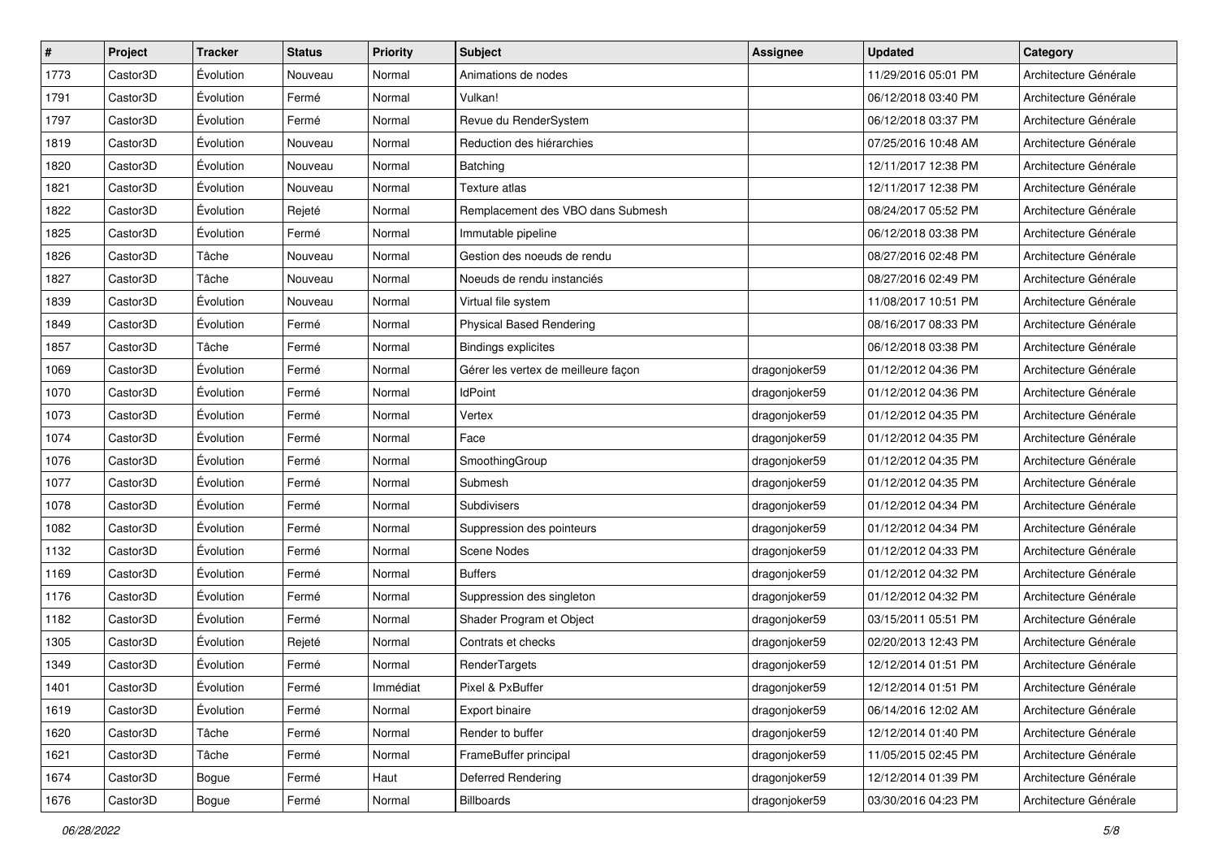| # | Project | Tracker | Status | Priority | Subject | Assignee | Updated | Category |
|---|---|---|---|---|---|---|---|---|
| 1773 | Castor3D | Évolution | Nouveau | Normal | Animations de nodes | | 11/29/2016 05:01 PM | Architecture Générale |
| 1791 | Castor3D | Évolution | Fermé | Normal | Vulkan! | | 06/12/2018 03:40 PM | Architecture Générale |
| 1797 | Castor3D | Évolution | Fermé | Normal | Revue du RenderSystem | | 06/12/2018 03:37 PM | Architecture Générale |
| 1819 | Castor3D | Évolution | Nouveau | Normal | Reduction des hiérarchies | | 07/25/2016 10:48 AM | Architecture Générale |
| 1820 | Castor3D | Évolution | Nouveau | Normal | Batching | | 12/11/2017 12:38 PM | Architecture Générale |
| 1821 | Castor3D | Évolution | Nouveau | Normal | Texture atlas | | 12/11/2017 12:38 PM | Architecture Générale |
| 1822 | Castor3D | Évolution | Rejeté | Normal | Remplacement des VBO dans Submesh | | 08/24/2017 05:52 PM | Architecture Générale |
| 1825 | Castor3D | Évolution | Fermé | Normal | Immutable pipeline | | 06/12/2018 03:38 PM | Architecture Générale |
| 1826 | Castor3D | Tâche | Nouveau | Normal | Gestion des noeuds de rendu | | 08/27/2016 02:48 PM | Architecture Générale |
| 1827 | Castor3D | Tâche | Nouveau | Normal | Noeuds de rendu instanciés | | 08/27/2016 02:49 PM | Architecture Générale |
| 1839 | Castor3D | Évolution | Nouveau | Normal | Virtual file system | | 11/08/2017 10:51 PM | Architecture Générale |
| 1849 | Castor3D | Évolution | Fermé | Normal | Physical Based Rendering | | 08/16/2017 08:33 PM | Architecture Générale |
| 1857 | Castor3D | Tâche | Fermé | Normal | Bindings explicites | | 06/12/2018 03:38 PM | Architecture Générale |
| 1069 | Castor3D | Évolution | Fermé | Normal | Gérer les vertex de meilleure façon | dragonjoker59 | 01/12/2012 04:36 PM | Architecture Générale |
| 1070 | Castor3D | Évolution | Fermé | Normal | IdPoint | dragonjoker59 | 01/12/2012 04:36 PM | Architecture Générale |
| 1073 | Castor3D | Évolution | Fermé | Normal | Vertex | dragonjoker59 | 01/12/2012 04:35 PM | Architecture Générale |
| 1074 | Castor3D | Évolution | Fermé | Normal | Face | dragonjoker59 | 01/12/2012 04:35 PM | Architecture Générale |
| 1076 | Castor3D | Évolution | Fermé | Normal | SmoothingGroup | dragonjoker59 | 01/12/2012 04:35 PM | Architecture Générale |
| 1077 | Castor3D | Évolution | Fermé | Normal | Submesh | dragonjoker59 | 01/12/2012 04:35 PM | Architecture Générale |
| 1078 | Castor3D | Évolution | Fermé | Normal | Subdivisers | dragonjoker59 | 01/12/2012 04:34 PM | Architecture Générale |
| 1082 | Castor3D | Évolution | Fermé | Normal | Suppression des pointeurs | dragonjoker59 | 01/12/2012 04:34 PM | Architecture Générale |
| 1132 | Castor3D | Évolution | Fermé | Normal | Scene Nodes | dragonjoker59 | 01/12/2012 04:33 PM | Architecture Générale |
| 1169 | Castor3D | Évolution | Fermé | Normal | Buffers | dragonjoker59 | 01/12/2012 04:32 PM | Architecture Générale |
| 1176 | Castor3D | Évolution | Fermé | Normal | Suppression des singleton | dragonjoker59 | 01/12/2012 04:32 PM | Architecture Générale |
| 1182 | Castor3D | Évolution | Fermé | Normal | Shader Program et Object | dragonjoker59 | 03/15/2011 05:51 PM | Architecture Générale |
| 1305 | Castor3D | Évolution | Rejeté | Normal | Contrats et checks | dragonjoker59 | 02/20/2013 12:43 PM | Architecture Générale |
| 1349 | Castor3D | Évolution | Fermé | Normal | RenderTargets | dragonjoker59 | 12/12/2014 01:51 PM | Architecture Générale |
| 1401 | Castor3D | Évolution | Fermé | Immédiat | Pixel & PxBuffer | dragonjoker59 | 12/12/2014 01:51 PM | Architecture Générale |
| 1619 | Castor3D | Évolution | Fermé | Normal | Export binaire | dragonjoker59 | 06/14/2016 12:02 AM | Architecture Générale |
| 1620 | Castor3D | Tâche | Fermé | Normal | Render to buffer | dragonjoker59 | 12/12/2014 01:40 PM | Architecture Générale |
| 1621 | Castor3D | Tâche | Fermé | Normal | FrameBuffer principal | dragonjoker59 | 11/05/2015 02:45 PM | Architecture Générale |
| 1674 | Castor3D | Bogue | Fermé | Haut | Deferred Rendering | dragonjoker59 | 12/12/2014 01:39 PM | Architecture Générale |
| 1676 | Castor3D | Bogue | Fermé | Normal | Billboards | dragonjoker59 | 03/30/2016 04:23 PM | Architecture Générale |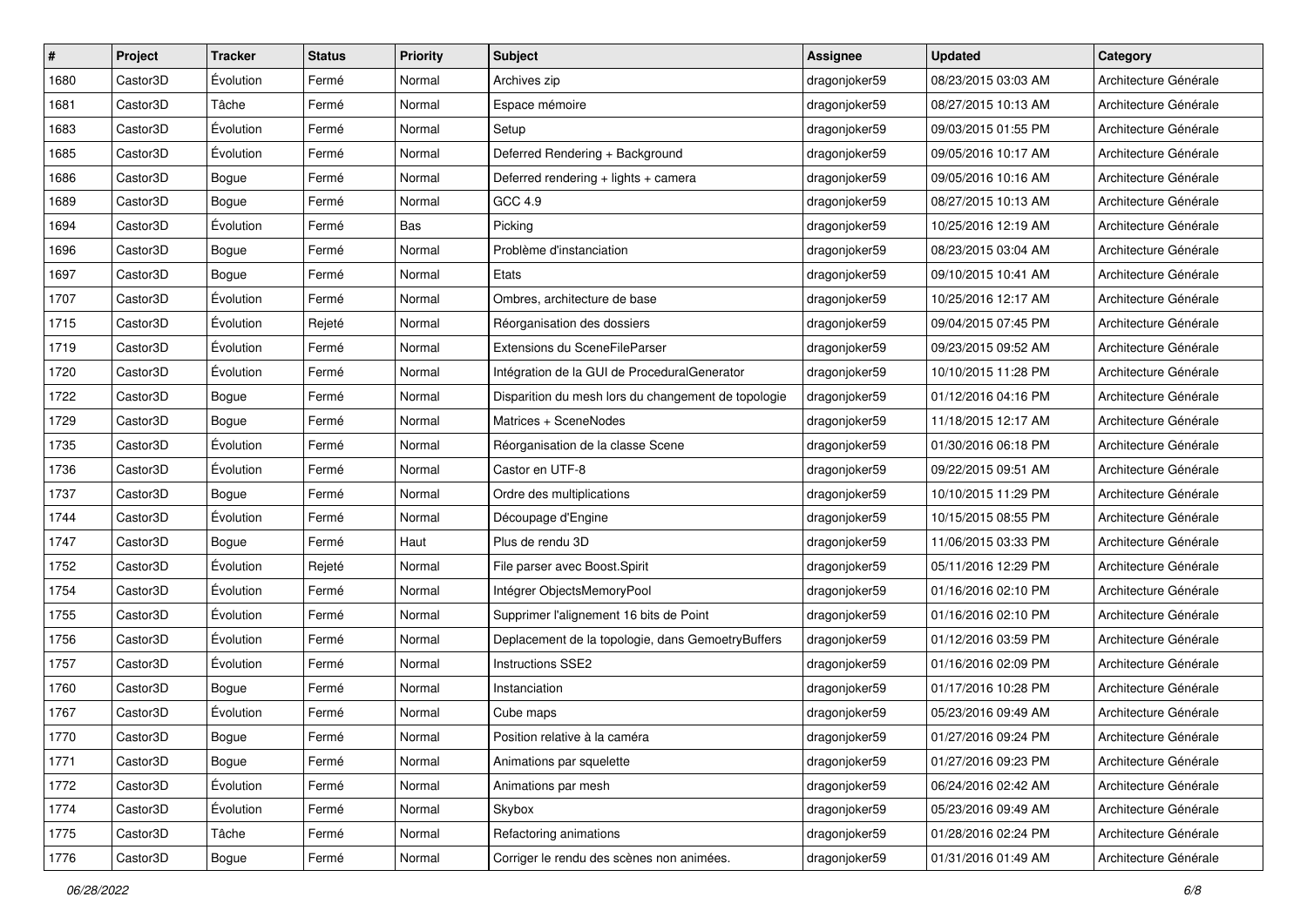| # | Project | Tracker | Status | Priority | Subject | Assignee | Updated | Category |
|---|---|---|---|---|---|---|---|---|
| 1680 | Castor3D | Évolution | Fermé | Normal | Archives zip | dragonjoker59 | 08/23/2015 03:03 AM | Architecture Générale |
| 1681 | Castor3D | Tâche | Fermé | Normal | Espace mémoire | dragonjoker59 | 08/27/2015 10:13 AM | Architecture Générale |
| 1683 | Castor3D | Évolution | Fermé | Normal | Setup | dragonjoker59 | 09/03/2015 01:55 PM | Architecture Générale |
| 1685 | Castor3D | Évolution | Fermé | Normal | Deferred Rendering + Background | dragonjoker59 | 09/05/2016 10:17 AM | Architecture Générale |
| 1686 | Castor3D | Bogue | Fermé | Normal | Deferred rendering + lights + camera | dragonjoker59 | 09/05/2016 10:16 AM | Architecture Générale |
| 1689 | Castor3D | Bogue | Fermé | Normal | GCC 4.9 | dragonjoker59 | 08/27/2015 10:13 AM | Architecture Générale |
| 1694 | Castor3D | Évolution | Fermé | Bas | Picking | dragonjoker59 | 10/25/2016 12:19 AM | Architecture Générale |
| 1696 | Castor3D | Bogue | Fermé | Normal | Problème d'instanciation | dragonjoker59 | 08/23/2015 03:04 AM | Architecture Générale |
| 1697 | Castor3D | Bogue | Fermé | Normal | Etats | dragonjoker59 | 09/10/2015 10:41 AM | Architecture Générale |
| 1707 | Castor3D | Évolution | Fermé | Normal | Ombres, architecture de base | dragonjoker59 | 10/25/2016 12:17 AM | Architecture Générale |
| 1715 | Castor3D | Évolution | Rejeté | Normal | Réorganisation des dossiers | dragonjoker59 | 09/04/2015 07:45 PM | Architecture Générale |
| 1719 | Castor3D | Évolution | Fermé | Normal | Extensions du SceneFileParser | dragonjoker59 | 09/23/2015 09:52 AM | Architecture Générale |
| 1720 | Castor3D | Évolution | Fermé | Normal | Intégration de la GUI de ProceduralGenerator | dragonjoker59 | 10/10/2015 11:28 PM | Architecture Générale |
| 1722 | Castor3D | Bogue | Fermé | Normal | Disparition du mesh lors du changement de topologie | dragonjoker59 | 01/12/2016 04:16 PM | Architecture Générale |
| 1729 | Castor3D | Bogue | Fermé | Normal | Matrices + SceneNodes | dragonjoker59 | 11/18/2015 12:17 AM | Architecture Générale |
| 1735 | Castor3D | Évolution | Fermé | Normal | Réorganisation de la classe Scene | dragonjoker59 | 01/30/2016 06:18 PM | Architecture Générale |
| 1736 | Castor3D | Évolution | Fermé | Normal | Castor en UTF-8 | dragonjoker59 | 09/22/2015 09:51 AM | Architecture Générale |
| 1737 | Castor3D | Bogue | Fermé | Normal | Ordre des multiplications | dragonjoker59 | 10/10/2015 11:29 PM | Architecture Générale |
| 1744 | Castor3D | Évolution | Fermé | Normal | Découpage d'Engine | dragonjoker59 | 10/15/2015 08:55 PM | Architecture Générale |
| 1747 | Castor3D | Bogue | Fermé | Haut | Plus de rendu 3D | dragonjoker59 | 11/06/2015 03:33 PM | Architecture Générale |
| 1752 | Castor3D | Évolution | Rejeté | Normal | File parser avec Boost.Spirit | dragonjoker59 | 05/11/2016 12:29 PM | Architecture Générale |
| 1754 | Castor3D | Évolution | Fermé | Normal | Intégrer ObjectsMemoryPool | dragonjoker59 | 01/16/2016 02:10 PM | Architecture Générale |
| 1755 | Castor3D | Évolution | Fermé | Normal | Supprimer l'alignement 16 bits de Point | dragonjoker59 | 01/16/2016 02:10 PM | Architecture Générale |
| 1756 | Castor3D | Évolution | Fermé | Normal | Deplacement de la topologie, dans GemoetryBuffers | dragonjoker59 | 01/12/2016 03:59 PM | Architecture Générale |
| 1757 | Castor3D | Évolution | Fermé | Normal | Instructions SSE2 | dragonjoker59 | 01/16/2016 02:09 PM | Architecture Générale |
| 1760 | Castor3D | Bogue | Fermé | Normal | Instanciation | dragonjoker59 | 01/17/2016 10:28 PM | Architecture Générale |
| 1767 | Castor3D | Évolution | Fermé | Normal | Cube maps | dragonjoker59 | 05/23/2016 09:49 AM | Architecture Générale |
| 1770 | Castor3D | Bogue | Fermé | Normal | Position relative à la caméra | dragonjoker59 | 01/27/2016 09:24 PM | Architecture Générale |
| 1771 | Castor3D | Bogue | Fermé | Normal | Animations par squelette | dragonjoker59 | 01/27/2016 09:23 PM | Architecture Générale |
| 1772 | Castor3D | Évolution | Fermé | Normal | Animations par mesh | dragonjoker59 | 06/24/2016 02:42 AM | Architecture Générale |
| 1774 | Castor3D | Évolution | Fermé | Normal | Skybox | dragonjoker59 | 05/23/2016 09:49 AM | Architecture Générale |
| 1775 | Castor3D | Tâche | Fermé | Normal | Refactoring animations | dragonjoker59 | 01/28/2016 02:24 PM | Architecture Générale |
| 1776 | Castor3D | Bogue | Fermé | Normal | Corriger le rendu des scènes non animées. | dragonjoker59 | 01/31/2016 01:49 AM | Architecture Générale |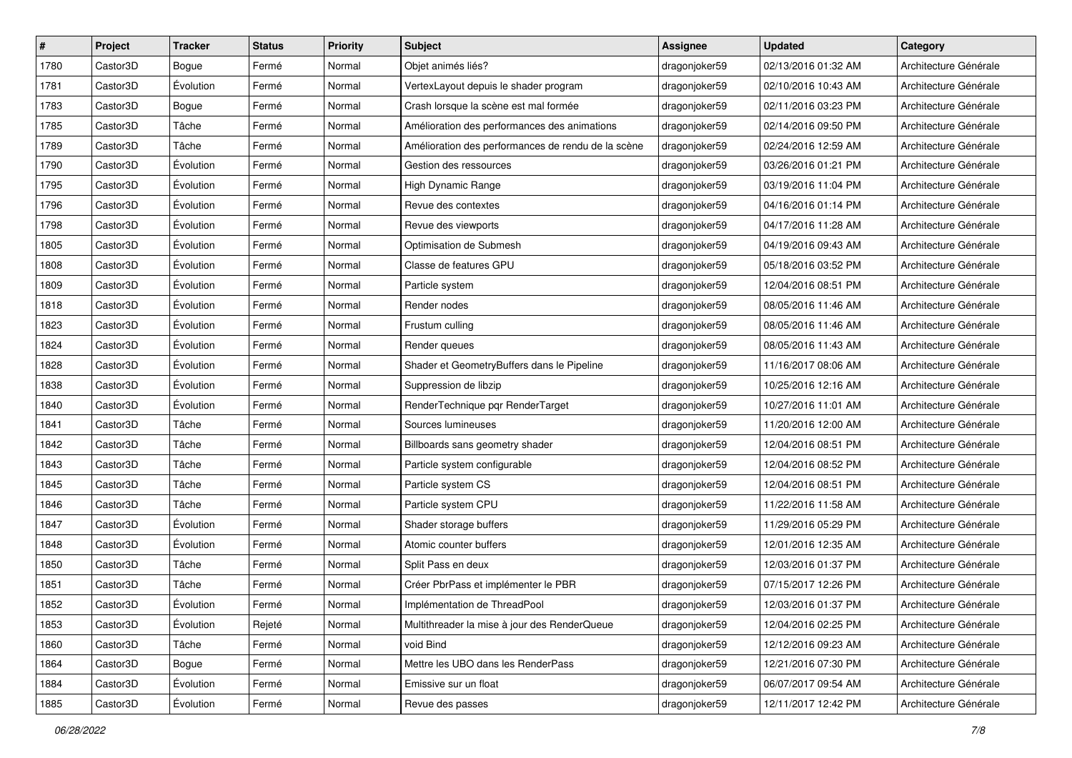| # | Project | Tracker | Status | Priority | Subject | Assignee | Updated | Category |
| --- | --- | --- | --- | --- | --- | --- | --- | --- |
| 1780 | Castor3D | Bogue | Fermé | Normal | Objet animés liés? | dragonjoker59 | 02/13/2016 01:32 AM | Architecture Générale |
| 1781 | Castor3D | Évolution | Fermé | Normal | VertexLayout depuis le shader program | dragonjoker59 | 02/10/2016 10:43 AM | Architecture Générale |
| 1783 | Castor3D | Bogue | Fermé | Normal | Crash lorsque la scène est mal formée | dragonjoker59 | 02/11/2016 03:23 PM | Architecture Générale |
| 1785 | Castor3D | Tâche | Fermé | Normal | Amélioration des performances des animations | dragonjoker59 | 02/14/2016 09:50 PM | Architecture Générale |
| 1789 | Castor3D | Tâche | Fermé | Normal | Amélioration des performances de rendu de la scène | dragonjoker59 | 02/24/2016 12:59 AM | Architecture Générale |
| 1790 | Castor3D | Évolution | Fermé | Normal | Gestion des ressources | dragonjoker59 | 03/26/2016 01:21 PM | Architecture Générale |
| 1795 | Castor3D | Évolution | Fermé | Normal | High Dynamic Range | dragonjoker59 | 03/19/2016 11:04 PM | Architecture Générale |
| 1796 | Castor3D | Évolution | Fermé | Normal | Revue des contextes | dragonjoker59 | 04/16/2016 01:14 PM | Architecture Générale |
| 1798 | Castor3D | Évolution | Fermé | Normal | Revue des viewports | dragonjoker59 | 04/17/2016 11:28 AM | Architecture Générale |
| 1805 | Castor3D | Évolution | Fermé | Normal | Optimisation de Submesh | dragonjoker59 | 04/19/2016 09:43 AM | Architecture Générale |
| 1808 | Castor3D | Évolution | Fermé | Normal | Classe de features GPU | dragonjoker59 | 05/18/2016 03:52 PM | Architecture Générale |
| 1809 | Castor3D | Évolution | Fermé | Normal | Particle system | dragonjoker59 | 12/04/2016 08:51 PM | Architecture Générale |
| 1818 | Castor3D | Évolution | Fermé | Normal | Render nodes | dragonjoker59 | 08/05/2016 11:46 AM | Architecture Générale |
| 1823 | Castor3D | Évolution | Fermé | Normal | Frustum culling | dragonjoker59 | 08/05/2016 11:46 AM | Architecture Générale |
| 1824 | Castor3D | Évolution | Fermé | Normal | Render queues | dragonjoker59 | 08/05/2016 11:43 AM | Architecture Générale |
| 1828 | Castor3D | Évolution | Fermé | Normal | Shader et GeometryBuffers dans le Pipeline | dragonjoker59 | 11/16/2017 08:06 AM | Architecture Générale |
| 1838 | Castor3D | Évolution | Fermé | Normal | Suppression de libzip | dragonjoker59 | 10/25/2016 12:16 AM | Architecture Générale |
| 1840 | Castor3D | Évolution | Fermé | Normal | RenderTechnique pqr RenderTarget | dragonjoker59 | 10/27/2016 11:01 AM | Architecture Générale |
| 1841 | Castor3D | Tâche | Fermé | Normal | Sources lumineuses | dragonjoker59 | 11/20/2016 12:00 AM | Architecture Générale |
| 1842 | Castor3D | Tâche | Fermé | Normal | Billboards sans geometry shader | dragonjoker59 | 12/04/2016 08:51 PM | Architecture Générale |
| 1843 | Castor3D | Tâche | Fermé | Normal | Particle system configurable | dragonjoker59 | 12/04/2016 08:52 PM | Architecture Générale |
| 1845 | Castor3D | Tâche | Fermé | Normal | Particle system CS | dragonjoker59 | 12/04/2016 08:51 PM | Architecture Générale |
| 1846 | Castor3D | Tâche | Fermé | Normal | Particle system CPU | dragonjoker59 | 11/22/2016 11:58 AM | Architecture Générale |
| 1847 | Castor3D | Évolution | Fermé | Normal | Shader storage buffers | dragonjoker59 | 11/29/2016 05:29 PM | Architecture Générale |
| 1848 | Castor3D | Évolution | Fermé | Normal | Atomic counter buffers | dragonjoker59 | 12/01/2016 12:35 AM | Architecture Générale |
| 1850 | Castor3D | Tâche | Fermé | Normal | Split Pass en deux | dragonjoker59 | 12/03/2016 01:37 PM | Architecture Générale |
| 1851 | Castor3D | Tâche | Fermé | Normal | Créer PbrPass et implémenter le PBR | dragonjoker59 | 07/15/2017 12:26 PM | Architecture Générale |
| 1852 | Castor3D | Évolution | Fermé | Normal | Implémentation de ThreadPool | dragonjoker59 | 12/03/2016 01:37 PM | Architecture Générale |
| 1853 | Castor3D | Évolution | Rejeté | Normal | Multithreader la mise à jour des RenderQueue | dragonjoker59 | 12/04/2016 02:25 PM | Architecture Générale |
| 1860 | Castor3D | Tâche | Fermé | Normal | void Bind | dragonjoker59 | 12/12/2016 09:23 AM | Architecture Générale |
| 1864 | Castor3D | Bogue | Fermé | Normal | Mettre les UBO dans les RenderPass | dragonjoker59 | 12/21/2016 07:30 PM | Architecture Générale |
| 1884 | Castor3D | Évolution | Fermé | Normal | Emissive sur un float | dragonjoker59 | 06/07/2017 09:54 AM | Architecture Générale |
| 1885 | Castor3D | Évolution | Fermé | Normal | Revue des passes | dragonjoker59 | 12/11/2017 12:42 PM | Architecture Générale |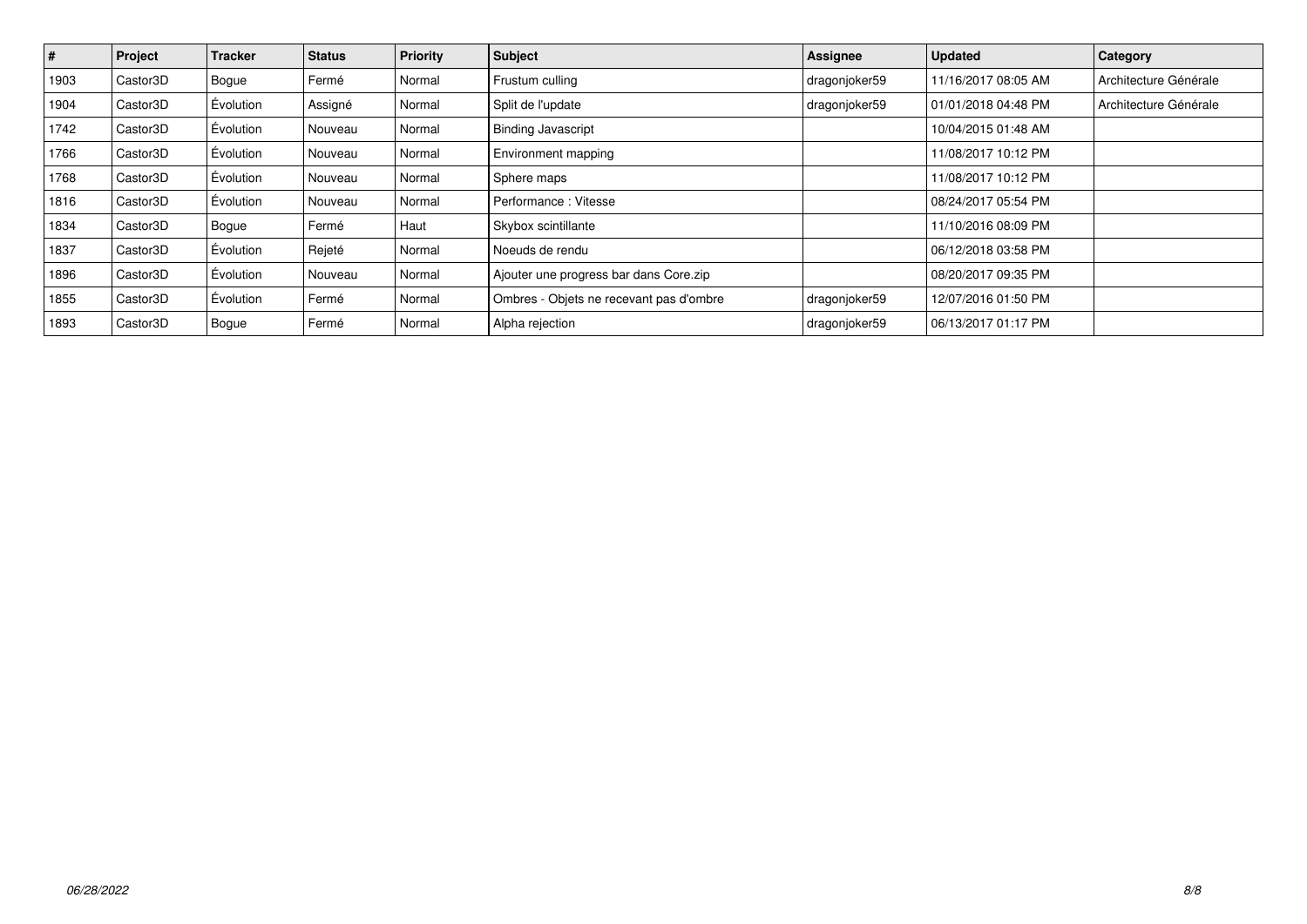| # | Project | Tracker | Status | Priority | Subject | Assignee | Updated | Category |
|---|---|---|---|---|---|---|---|---|
| 1903 | Castor3D | Bogue | Fermé | Normal | Frustum culling | dragonjoker59 | 11/16/2017 08:05 AM | Architecture Générale |
| 1904 | Castor3D | Évolution | Assigné | Normal | Split de l'update | dragonjoker59 | 01/01/2018 04:48 PM | Architecture Générale |
| 1742 | Castor3D | Évolution | Nouveau | Normal | Binding Javascript | | 10/04/2015 01:48 AM | |
| 1766 | Castor3D | Évolution | Nouveau | Normal | Environment mapping | | 11/08/2017 10:12 PM | |
| 1768 | Castor3D | Évolution | Nouveau | Normal | Sphere maps | | 11/08/2017 10:12 PM | |
| 1816 | Castor3D | Évolution | Nouveau | Normal | Performance : Vitesse | | 08/24/2017 05:54 PM | |
| 1834 | Castor3D | Bogue | Fermé | Haut | Skybox scintillante | | 11/10/2016 08:09 PM | |
| 1837 | Castor3D | Évolution | Rejeté | Normal | Noeuds de rendu | | 06/12/2018 03:58 PM | |
| 1896 | Castor3D | Évolution | Nouveau | Normal | Ajouter une progress bar dans Core.zip | | 08/20/2017 09:35 PM | |
| 1855 | Castor3D | Évolution | Fermé | Normal | Ombres - Objets ne recevant pas d'ombre | dragonjoker59 | 12/07/2016 01:50 PM | |
| 1893 | Castor3D | Bogue | Fermé | Normal | Alpha rejection | dragonjoker59 | 06/13/2017 01:17 PM | |